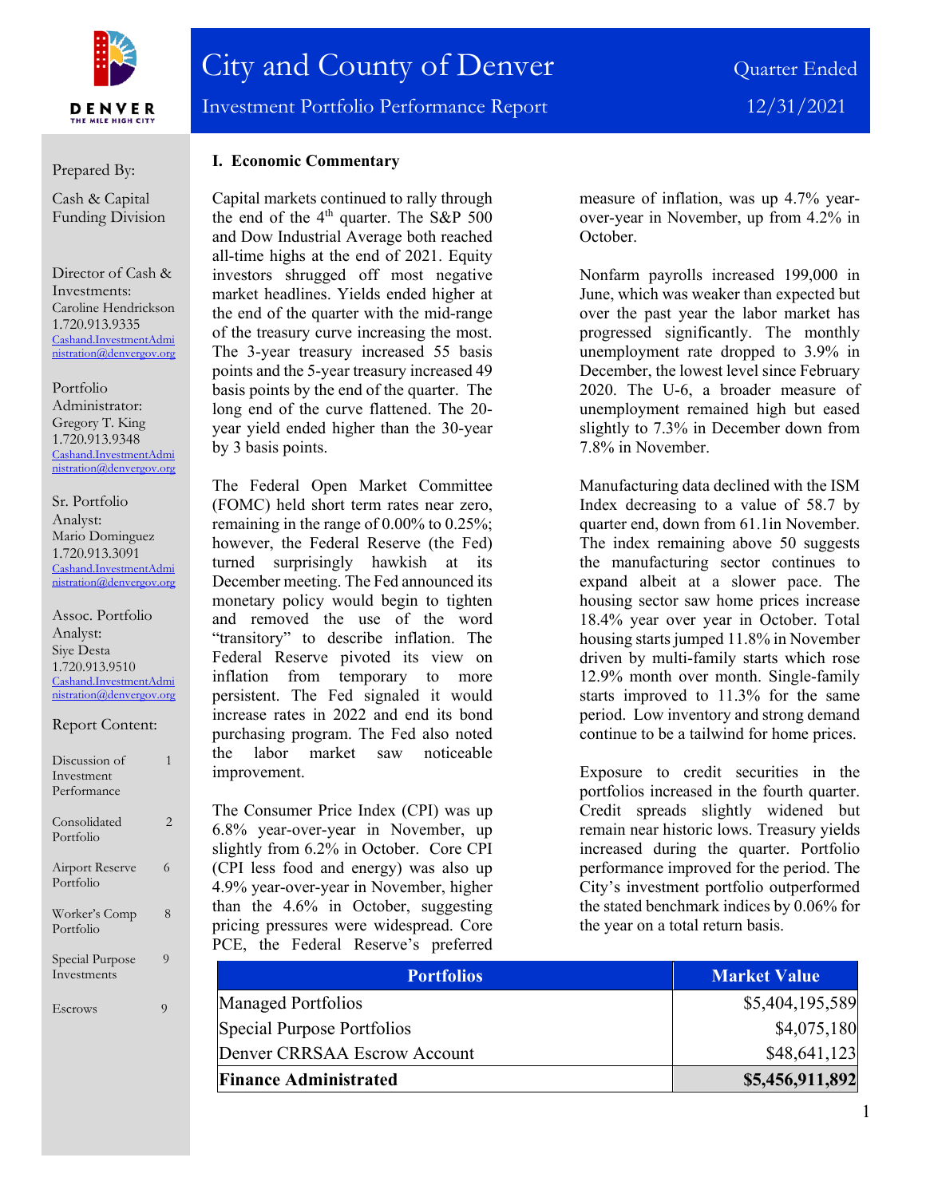# City and County of Denver

## Investment Portfolio Performance Report

Quarter Ended 12/31/2021

Prepared By:

Cash & Capital Funding Division

Director of Cash & Investments:
Caroline Hendrickson
1.720.913.9335
Cashand.InvestmentAdministration@denvergov.org

Portfolio Administrator:
Gregory T. King
1.720.913.9348
Cashand.InvestmentAdministration@denvergov.org

Sr. Portfolio Analyst:
Mario Dominguez
1.720.913.3091
Cashand.InvestmentAdministration@denvergov.org

Assoc. Portfolio Analyst:
Siye Desta
1.720.913.9510
Cashand.InvestmentAdministration@denvergov.org

Report Content:

| | |
|---|---|
| Discussion of Investment Performance | 1 |
| Consolidated Portfolio | 2 |
| Airport Reserve Portfolio | 6 |
| Worker's Comp Portfolio | 8 |
| Special Purpose Investments | 9 |
| Escrows | 9 |

### I. Economic Commentary

Capital markets continued to rally through the end of the 4th quarter. The S&P 500 and Dow Industrial Average both reached all-time highs at the end of 2021. Equity investors shrugged off most negative market headlines. Yields ended higher at the end of the quarter with the mid-range of the treasury curve increasing the most. The 3-year treasury increased 55 basis points and the 5-year treasury increased 49 basis points by the end of the quarter. The long end of the curve flattened. The 20-year yield ended higher than the 30-year by 3 basis points.

The Federal Open Market Committee (FOMC) held short term rates near zero, remaining in the range of 0.00% to 0.25%; however, the Federal Reserve (the Fed) turned surprisingly hawkish at its December meeting. The Fed announced its monetary policy would begin to tighten and removed the use of the word "transitory" to describe inflation. The Federal Reserve pivoted its view on inflation from temporary to more persistent. The Fed signaled it would increase rates in 2022 and end its bond purchasing program. The Fed also noted the labor market saw noticeable improvement.

The Consumer Price Index (CPI) was up 6.8% year-over-year in November, up slightly from 6.2% in October. Core CPI (CPI less food and energy) was also up 4.9% year-over-year in November, higher than the 4.6% in October, suggesting pricing pressures were widespread. Core PCE, the Federal Reserve's preferred measure of inflation, was up 4.7% year-over-year in November, up from 4.2% in October.

Nonfarm payrolls increased 199,000 in June, which was weaker than expected but over the past year the labor market has progressed significantly. The monthly unemployment rate dropped to 3.9% in December, the lowest level since February 2020. The U-6, a broader measure of unemployment remained high but eased slightly to 7.3% in December down from 7.8% in November.

Manufacturing data declined with the ISM Index decreasing to a value of 58.7 by quarter end, down from 61.1in November. The index remaining above 50 suggests the manufacturing sector continues to expand albeit at a slower pace. The housing sector saw home prices increase 18.4% year over year in October. Total housing starts jumped 11.8% in November driven by multi-family starts which rose 12.9% month over month. Single-family starts improved to 11.3% for the same period. Low inventory and strong demand continue to be a tailwind for home prices.

Exposure to credit securities in the portfolios increased in the fourth quarter. Credit spreads slightly widened but remain near historic lows. Treasury yields increased during the quarter. Portfolio performance improved for the period. The City's investment portfolio outperformed the stated benchmark indices by 0.06% for the year on a total return basis.

| Portfolios | Market Value |
|---|---|
| Managed Portfolios | $5,404,195,589 |
| Special Purpose Portfolios | $4,075,180 |
| Denver CRRSAA Escrow Account | $48,641,123 |
| **Finance Administrated** | **$5,456,911,892** |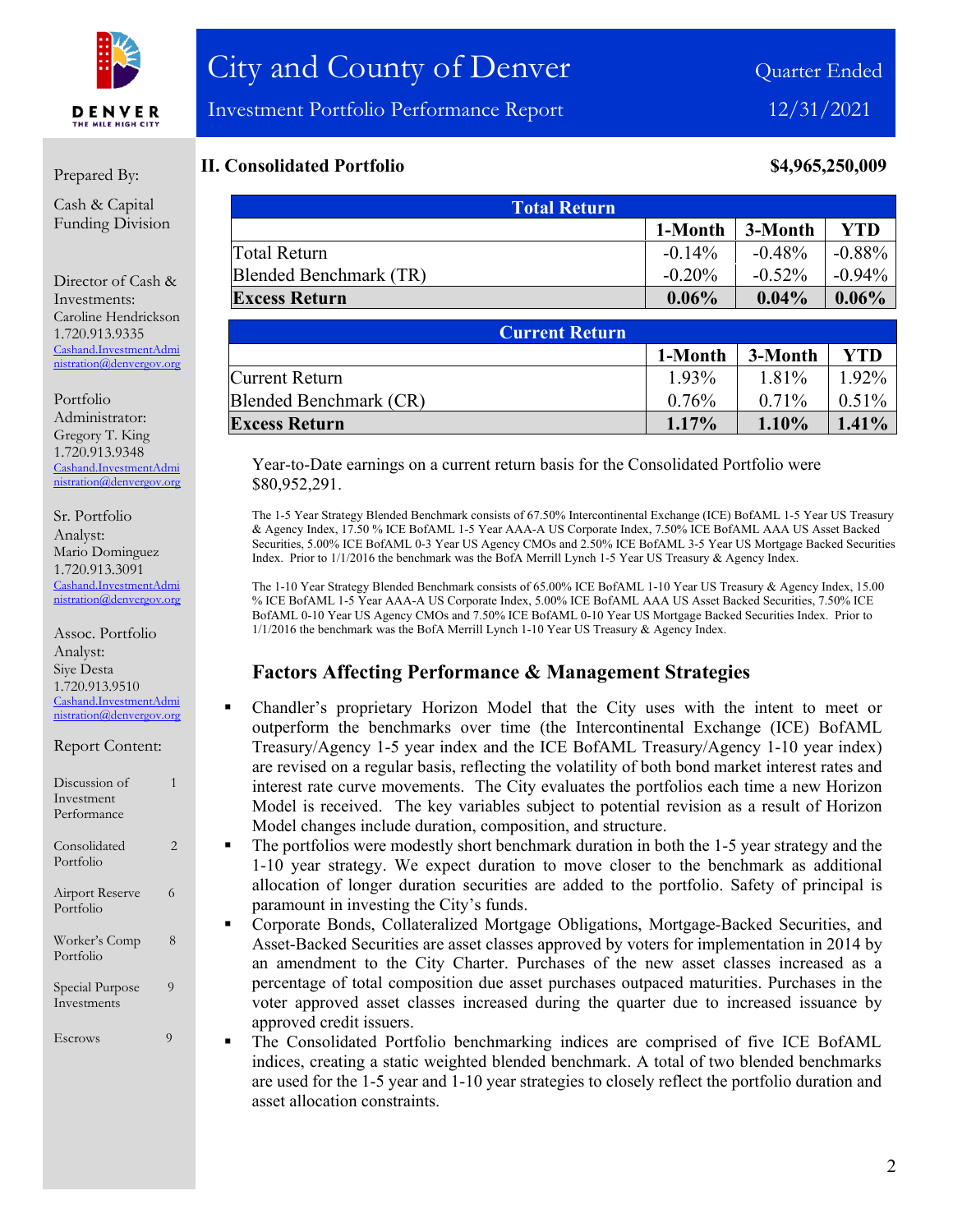# City and County of Denver

Investment Portfolio Performance Report

Quarter Ended 12/31/2021

Prepared By:

Cash & Capital Funding Division

Director of Cash & Investments:
Caroline Hendrickson
1.720.913.9335
Cashand.InvestmentAdministration@denvergov.org

Portfolio Administrator:
Gregory T. King
1.720.913.9348
Cashand.InvestmentAdministration@denvergov.org

Sr. Portfolio Analyst:
Mario Dominguez
1.720.913.3091
Cashand.InvestmentAdministration@denvergov.org

Assoc. Portfolio Analyst:
Siye Desta
1.720.913.9510
Cashand.InvestmentAdministration@denvergov.org

Report Content:

| | |
|---|---|
| Discussion of Investment Performance | 1 |
| Consolidated Portfolio | 2 |
| Airport Reserve Portfolio | 6 |
| Worker's Comp Portfolio | 8 |
| Special Purpose Investments | 9 |
| Escrows | 9 |

## II. Consolidated Portfolio — $4,965,250,009

| Total Return | 1-Month | 3-Month | YTD |
|---|---|---|---|
| Total Return | -0.14% | -0.48% | -0.88% |
| Blended Benchmark (TR) | -0.20% | -0.52% | -0.94% |
| **Excess Return** | **0.06%** | **0.04%** | **0.06%** |

| Current Return | 1-Month | 3-Month | YTD |
|---|---|---|---|
| Current Return | 1.93% | 1.81% | 1.92% |
| Blended Benchmark (CR) | 0.76% | 0.71% | 0.51% |
| **Excess Return** | **1.17%** | **1.10%** | **1.41%** |

Year-to-Date earnings on a current return basis for the Consolidated Portfolio were $80,952,291.

The 1-5 Year Strategy Blended Benchmark consists of 67.50% Intercontinental Exchange (ICE) BofAML 1-5 Year US Treasury & Agency Index, 17.50 % ICE BofAML 1-5 Year AAA-A US Corporate Index, 7.50% ICE BofAML AAA US Asset Backed Securities, 5.00% ICE BofAML 0-3 Year US Agency CMOs and 2.50% ICE BofAML 3-5 Year US Mortgage Backed Securities Index. Prior to 1/1/2016 the benchmark was the BofA Merrill Lynch 1-5 Year US Treasury & Agency Index.

The 1-10 Year Strategy Blended Benchmark consists of 65.00% ICE BofAML 1-10 Year US Treasury & Agency Index, 15.00 % ICE BofAML 1-5 Year AAA-A US Corporate Index, 5.00% ICE BofAML AAA US Asset Backed Securities, 7.50% ICE BofAML 0-10 Year US Agency CMOs and 7.50% ICE BofAML 0-10 Year US Mortgage Backed Securities Index. Prior to 1/1/2016 the benchmark was the BofA Merrill Lynch 1-10 Year US Treasury & Agency Index.

## Factors Affecting Performance & Management Strategies

- Chandler's proprietary Horizon Model that the City uses with the intent to meet or outperform the benchmarks over time (the Intercontinental Exchange (ICE) BofAML Treasury/Agency 1-5 year index and the ICE BofAML Treasury/Agency 1-10 year index) are revised on a regular basis, reflecting the volatility of both bond market interest rates and interest rate curve movements. The City evaluates the portfolios each time a new Horizon Model is received. The key variables subject to potential revision as a result of Horizon Model changes include duration, composition, and structure.
- The portfolios were modestly short benchmark duration in both the 1-5 year strategy and the 1-10 year strategy. We expect duration to move closer to the benchmark as additional allocation of longer duration securities are added to the portfolio. Safety of principal is paramount in investing the City's funds.
- Corporate Bonds, Collateralized Mortgage Obligations, Mortgage-Backed Securities, and Asset-Backed Securities are asset classes approved by voters for implementation in 2014 by an amendment to the City Charter. Purchases of the new asset classes increased as a percentage of total composition due asset purchases outpaced maturities. Purchases in the voter approved asset classes increased during the quarter due to increased issuance by approved credit issuers.
- The Consolidated Portfolio benchmarking indices are comprised of five ICE BofAML indices, creating a static weighted blended benchmark. A total of two blended benchmarks are used for the 1-5 year and 1-10 year strategies to closely reflect the portfolio duration and asset allocation constraints.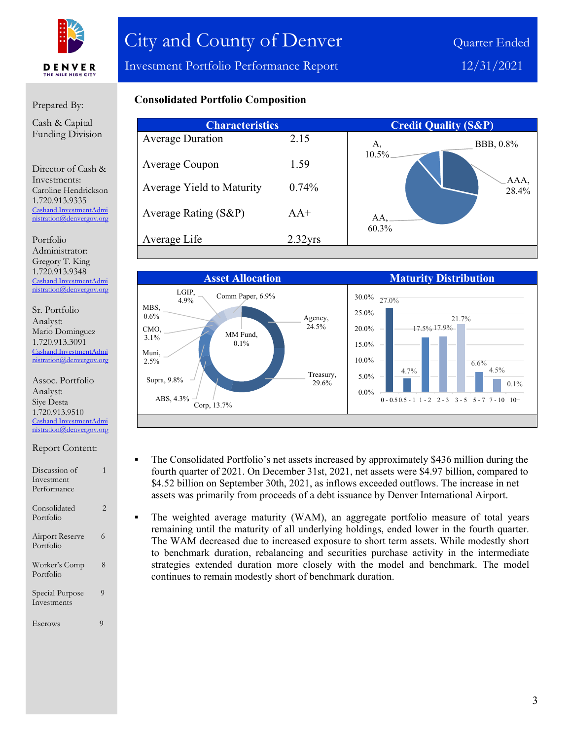# City and County of Denver

## Investment Portfolio Performance Report

Quarter Ended 12/31/2021

Prepared By:

Cash & Capital Funding Division

Director of Cash & Investments:
Caroline Hendrickson
1.720.913.9335
Cashand.InvestmentAdministration@denvergov.org

Portfolio Administrator:
Gregory T. King
1.720.913.9348
Cashand.InvestmentAdministration@denvergov.org

Sr. Portfolio Analyst:
Mario Dominguez
1.720.913.3091
Cashand.InvestmentAdministration@denvergov.org

Assoc. Portfolio Analyst:
Siye Desta
1.720.913.9510
Cashand.InvestmentAdministration@denvergov.org

Report Content:

| | |
|---|---|
| Discussion of Investment Performance | 1 |
| Consolidated Portfolio | 2 |
| Airport Reserve Portfolio | 6 |
| Worker's Comp Portfolio | 8 |
| Special Purpose Investments | 9 |
| Escrows | 9 |

### Consolidated Portfolio Composition

**Characteristics**

| Characteristic | Value |
|---|---|
| Average Duration | 2.15 |
| Average Coupon | 1.59 |
| Average Yield to Maturity | 0.74% |
| Average Rating (S&P) | AA+ |
| Average Life | 2.32yrs |

**Credit Quality (S&P)**

| Rating | % |
|---|---|
| AAA | 28.4% |
| AA | 60.3% |
| A | 10.5% |
| BBB | 0.8% |

**Asset Allocation**

| Asset | % |
|---|---|
| Agency | 24.5% |
| Treasury | 29.6% |
| Corp | 13.7% |
| ABS | 4.3% |
| Supra | 9.8% |
| Muni | 2.5% |
| CMO | 3.1% |
| MBS | 0.6% |
| LGIP | 4.9% |
| Comm Paper | 6.9% |
| MM Fund | 0.1% |

**Maturity Distribution**

| Maturity | % |
|---|---|
| 0 - 0.5 | 27.0% |
| 0.5 - 1 | 4.7% |
| 1 - 2 | 17.5% |
| 2 - 3 | 17.9% |
| 3 - 5 | 21.7% |
| 5 - 7 | 6.6% |
| 7 - 10 | 4.5% |
| 10+ | 0.1% |

- The Consolidated Portfolio's net assets increased by approximately $436 million during the fourth quarter of 2021. On December 31st, 2021, net assets were $4.97 billion, compared to $4.52 billion on September 30th, 2021, as inflows exceeded outflows. The increase in net assets was primarily from proceeds of a debt issuance by Denver International Airport.

- The weighted average maturity (WAM), an aggregate portfolio measure of total years remaining until the maturity of all underlying holdings, ended lower in the fourth quarter. The WAM decreased due to increased exposure to short term assets. While modestly short to benchmark duration, rebalancing and securities purchase activity in the intermediate strategies extended duration more closely with the model and benchmark. The model continues to remain modestly short of benchmark duration.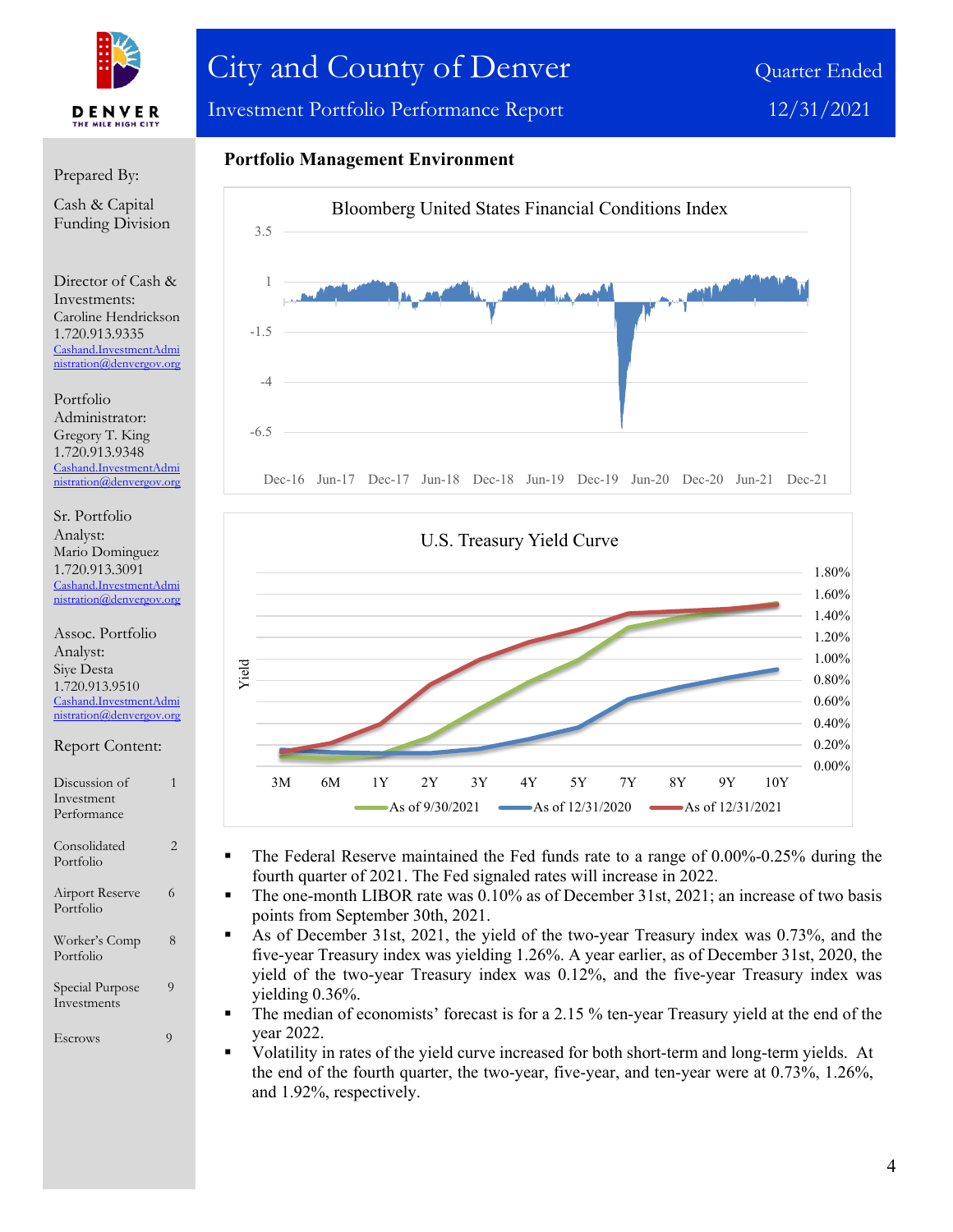# City and County of Denver

## Investment Portfolio Performance Report

Quarter Ended 12/31/2021

Prepared By:

Cash & Capital Funding Division

Director of Cash & Investments:
Caroline Hendrickson
1.720.913.9335
Cashand.InvestmentAdministration@denvergov.org

Portfolio Administrator:
Gregory T. King
1.720.913.9348
Cashand.InvestmentAdministration@denvergov.org

Sr. Portfolio Analyst:
Mario Dominguez
1.720.913.3091
Cashand.InvestmentAdministration@denvergov.org

Assoc. Portfolio Analyst:
Siye Desta
1.720.913.9510
Cashand.InvestmentAdministration@denvergov.org

Report Content:

| | |
|---|---|
| Discussion of Investment Performance | 1 |
| Consolidated Portfolio | 2 |
| Airport Reserve Portfolio | 6 |
| Worker's Comp Portfolio | 8 |
| Special Purpose Investments | 9 |
| Escrows | 9 |

### Portfolio Management Environment

Bloomberg United States Financial Conditions Index

U.S. Treasury Yield Curve

- The Federal Reserve maintained the Fed funds rate to a range of 0.00%-0.25% during the fourth quarter of 2021. The Fed signaled rates will increase in 2022.
- The one-month LIBOR rate was 0.10% as of December 31st, 2021; an increase of two basis points from September 30th, 2021.
- As of December 31st, 2021, the yield of the two-year Treasury index was 0.73%, and the five-year Treasury index was yielding 1.26%. A year earlier, as of December 31st, 2020, the yield of the two-year Treasury index was 0.12%, and the five-year Treasury index was yielding 0.36%.
- The median of economists' forecast is for a 2.15 % ten-year Treasury yield at the end of the year 2022.
- Volatility in rates of the yield curve increased for both short-term and long-term yields. At the end of the fourth quarter, the two-year, five-year, and ten-year were at 0.73%, 1.26%, and 1.92%, respectively.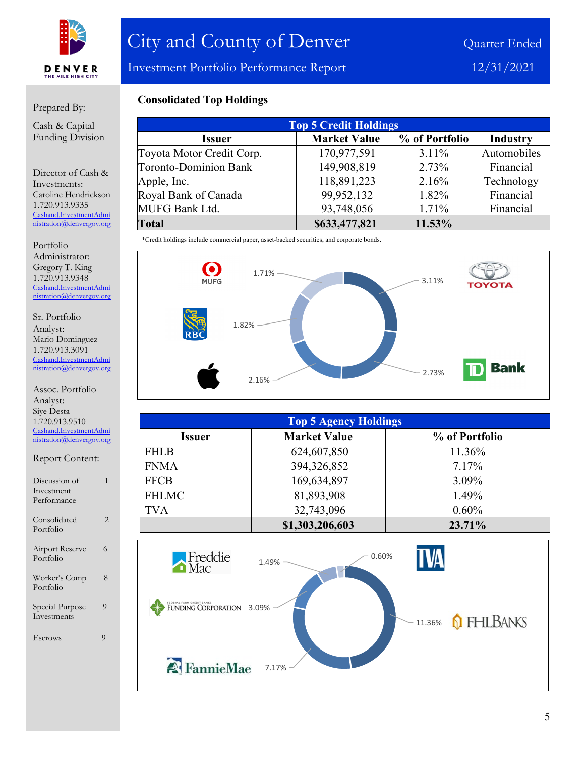# City and County of Denver

Investment Portfolio Performance Report

Quarter Ended 12/31/2021

Prepared By:

Cash & Capital Funding Division

Director of Cash & Investments:
Caroline Hendrickson
1.720.913.9335
Cashand.InvestmentAdministration@denvergov.org

Portfolio Administrator:
Gregory T. King
1.720.913.9348
Cashand.InvestmentAdministration@denvergov.org

Sr. Portfolio Analyst:
Mario Dominguez
1.720.913.3091
Cashand.InvestmentAdministration@denvergov.org

Assoc. Portfolio Analyst:
Siye Desta
1.720.913.9510
Cashand.InvestmentAdministration@denvergov.org

Report Content:

| | |
|---|---|
| Discussion of Investment Performance | 1 |
| Consolidated Portfolio | 2 |
| Airport Reserve Portfolio | 6 |
| Worker's Comp Portfolio | 8 |
| Special Purpose Investments | 9 |
| Escrows | 9 |

## Consolidated Top Holdings

**Top 5 Credit Holdings**

| Issuer | Market Value | % of Portfolio | Industry |
|---|---|---|---|
| Toyota Motor Credit Corp. | 170,977,591 | 3.11% | Automobiles |
| Toronto-Dominion Bank | 149,908,819 | 2.73% | Financial |
| Apple, Inc. | 118,891,223 | 2.16% | Technology |
| Royal Bank of Canada | 99,952,132 | 1.82% | Financial |
| MUFG Bank Ltd. | 93,748,056 | 1.71% | Financial |
| **Total** | **$633,477,821** | **11.53%** | |

*Credit holdings include commercial paper, asset-backed securities, and corporate bonds.

**Top 5 Agency Holdings**

| Issuer | Market Value | % of Portfolio |
|---|---|---|
| FHLB | 624,607,850 | 11.36% |
| FNMA | 394,326,852 | 7.17% |
| FFCB | 169,634,897 | 3.09% |
| FHLMC | 81,893,908 | 1.49% |
| TVA | 32,743,096 | 0.60% |
| | **$1,303,206,603** | **23.71%** |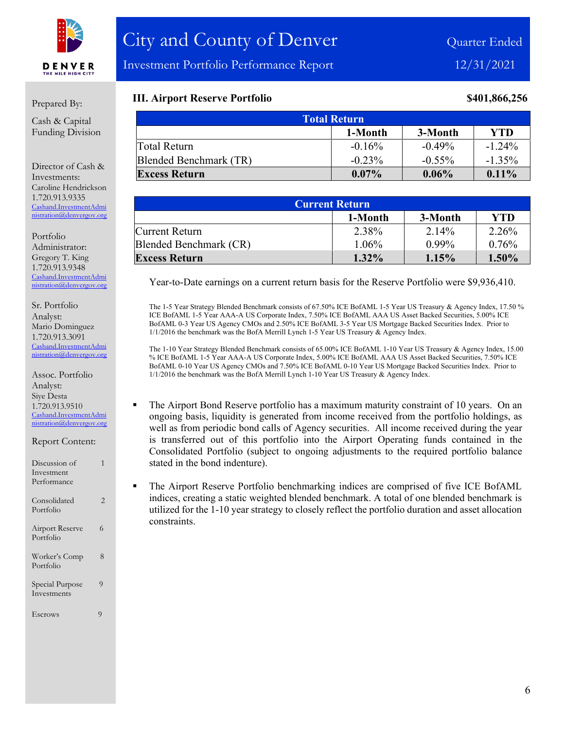# City and County of Denver

Investment Portfolio Performance Report

Quarter Ended 12/31/2021

Prepared By:

Cash & Capital Funding Division

Director of Cash & Investments:
Caroline Hendrickson
1.720.913.9335
Cashand.InvestmentAdministration@denvergov.org

Portfolio Administrator:
Gregory T. King
1.720.913.9348
Cashand.InvestmentAdministration@denvergov.org

Sr. Portfolio Analyst:
Mario Dominguez
1.720.913.3091
Cashand.InvestmentAdministration@denvergov.org

Assoc. Portfolio Analyst:
Siye Desta
1.720.913.9510
Cashand.InvestmentAdministration@denvergov.org

Report Content:

| | |
|---|---|
| Discussion of Investment Performance | 1 |
| Consolidated Portfolio | 2 |
| Airport Reserve Portfolio | 6 |
| Worker's Comp Portfolio | 8 |
| Special Purpose Investments | 9 |
| Escrows | 9 |

## III. Airport Reserve Portfolio — $401,866,256

| Total Return | 1-Month | 3-Month | YTD |
|---|---|---|---|
| Total Return | -0.16% | -0.49% | -1.24% |
| Blended Benchmark (TR) | -0.23% | -0.55% | -1.35% |
| **Excess Return** | **0.07%** | **0.06%** | **0.11%** |

| Current Return | 1-Month | 3-Month | YTD |
|---|---|---|---|
| Current Return | 2.38% | 2.14% | 2.26% |
| Blended Benchmark (CR) | 1.06% | 0.99% | 0.76% |
| **Excess Return** | **1.32%** | **1.15%** | **1.50%** |

Year-to-Date earnings on a current return basis for the Reserve Portfolio were $9,936,410.

The 1-5 Year Strategy Blended Benchmark consists of 67.50% ICE BofAML 1-5 Year US Treasury & Agency Index, 17.50 % ICE BofAML 1-5 Year AAA-A US Corporate Index, 7.50% ICE BofAML AAA US Asset Backed Securities, 5.00% ICE BofAML 0-3 Year US Agency CMOs and 2.50% ICE BofAML 3-5 Year US Mortgage Backed Securities Index. Prior to 1/1/2016 the benchmark was the BofA Merrill Lynch 1-5 Year US Treasury & Agency Index.

The 1-10 Year Strategy Blended Benchmark consists of 65.00% ICE BofAML 1-10 Year US Treasury & Agency Index, 15.00 % ICE BofAML 1-5 Year AAA-A US Corporate Index, 5.00% ICE BofAML AAA US Asset Backed Securities, 7.50% ICE BofAML 0-10 Year US Agency CMOs and 7.50% ICE BofAML 0-10 Year US Mortgage Backed Securities Index. Prior to 1/1/2016 the benchmark was the BofA Merrill Lynch 1-10 Year US Treasury & Agency Index.

- The Airport Bond Reserve portfolio has a maximum maturity constraint of 10 years. On an ongoing basis, liquidity is generated from income received from the portfolio holdings, as well as from periodic bond calls of Agency securities. All income received during the year is transferred out of this portfolio into the Airport Operating funds contained in the Consolidated Portfolio (subject to ongoing adjustments to the required portfolio balance stated in the bond indenture).
- The Airport Reserve Portfolio benchmarking indices are comprised of five ICE BofAML indices, creating a static weighted blended benchmark. A total of one blended benchmark is utilized for the 1-10 year strategy to closely reflect the portfolio duration and asset allocation constraints.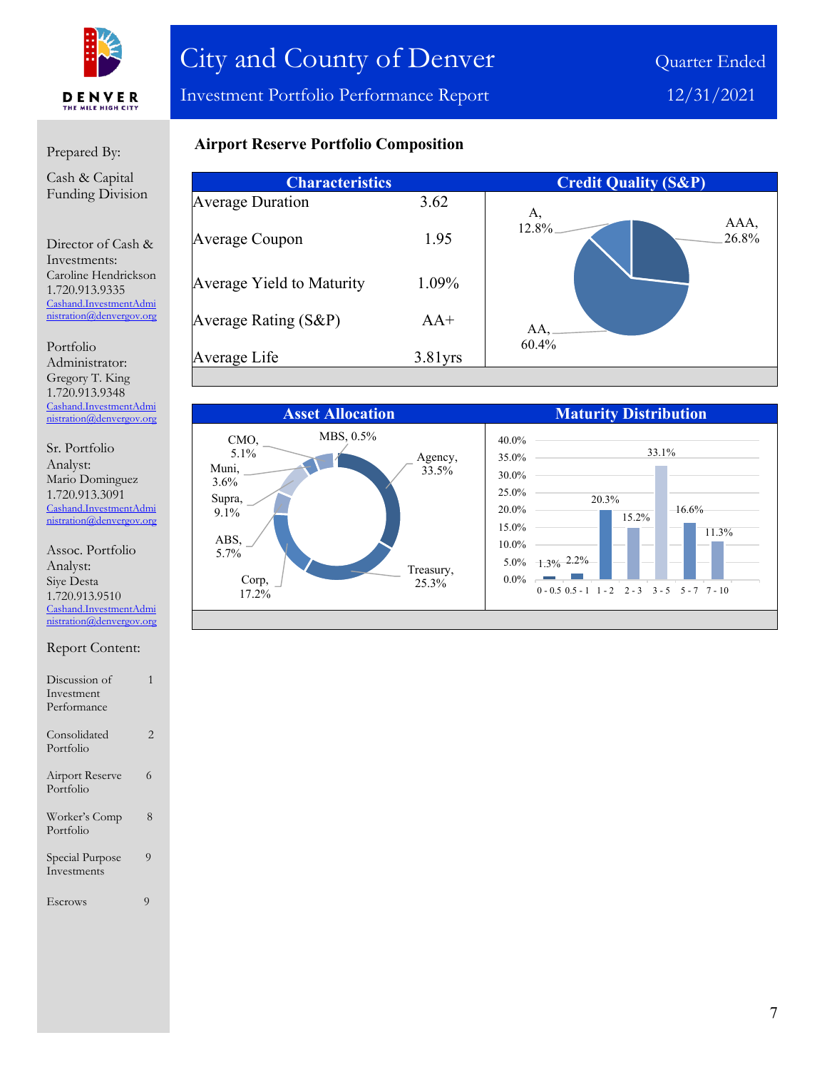# City and County of Denver

Investment Portfolio Performance Report

Quarter Ended 12/31/2021

Prepared By:

Cash & Capital Funding Division

Director of Cash & Investments:
Caroline Hendrickson
1.720.913.9335
Cashand.InvestmentAdministration@denvergov.org

Portfolio Administrator:
Gregory T. King
1.720.913.9348
Cashand.InvestmentAdministration@denvergov.org

Sr. Portfolio Analyst:
Mario Dominguez
1.720.913.3091
Cashand.InvestmentAdministration@denvergov.org

Assoc. Portfolio Analyst:
Siye Desta
1.720.913.9510
Cashand.InvestmentAdministration@denvergov.org

Report Content:

| Section | Page |
|---|---|
| Discussion of Investment Performance | 1 |
| Consolidated Portfolio | 2 |
| Airport Reserve Portfolio | 6 |
| Worker's Comp Portfolio | 8 |
| Special Purpose Investments | 9 |
| Escrows | 9 |

## Airport Reserve Portfolio Composition

### Characteristics

| Characteristic | Value |
|---|---|
| Average Duration | 3.62 |
| Average Coupon | 1.95 |
| Average Yield to Maturity | 1.09% |
| Average Rating (S&P) | AA+ |
| Average Life | 3.81yrs |

### Credit Quality (S&P)

| Rating | % |
|---|---|
| AAA | 26.8% |
| AA | 60.4% |
| A | 12.8% |

### Asset Allocation

| Asset | % |
|---|---|
| Agency | 33.5% |
| Treasury | 25.3% |
| Corp | 17.2% |
| ABS | 5.7% |
| Supra | 9.1% |
| Muni | 3.6% |
| CMO | 5.1% |
| MBS | 0.5% |

### Maturity Distribution

| Maturity | % |
|---|---|
| 0 - 0.5 | 1.3% |
| 0.5 - 1 | 2.2% |
| 1 - 2 | 20.3% |
| 2 - 3 | 15.2% |
| 3 - 5 | 33.1% |
| 5 - 7 | 16.6% |
| 7 - 10 | 11.3% |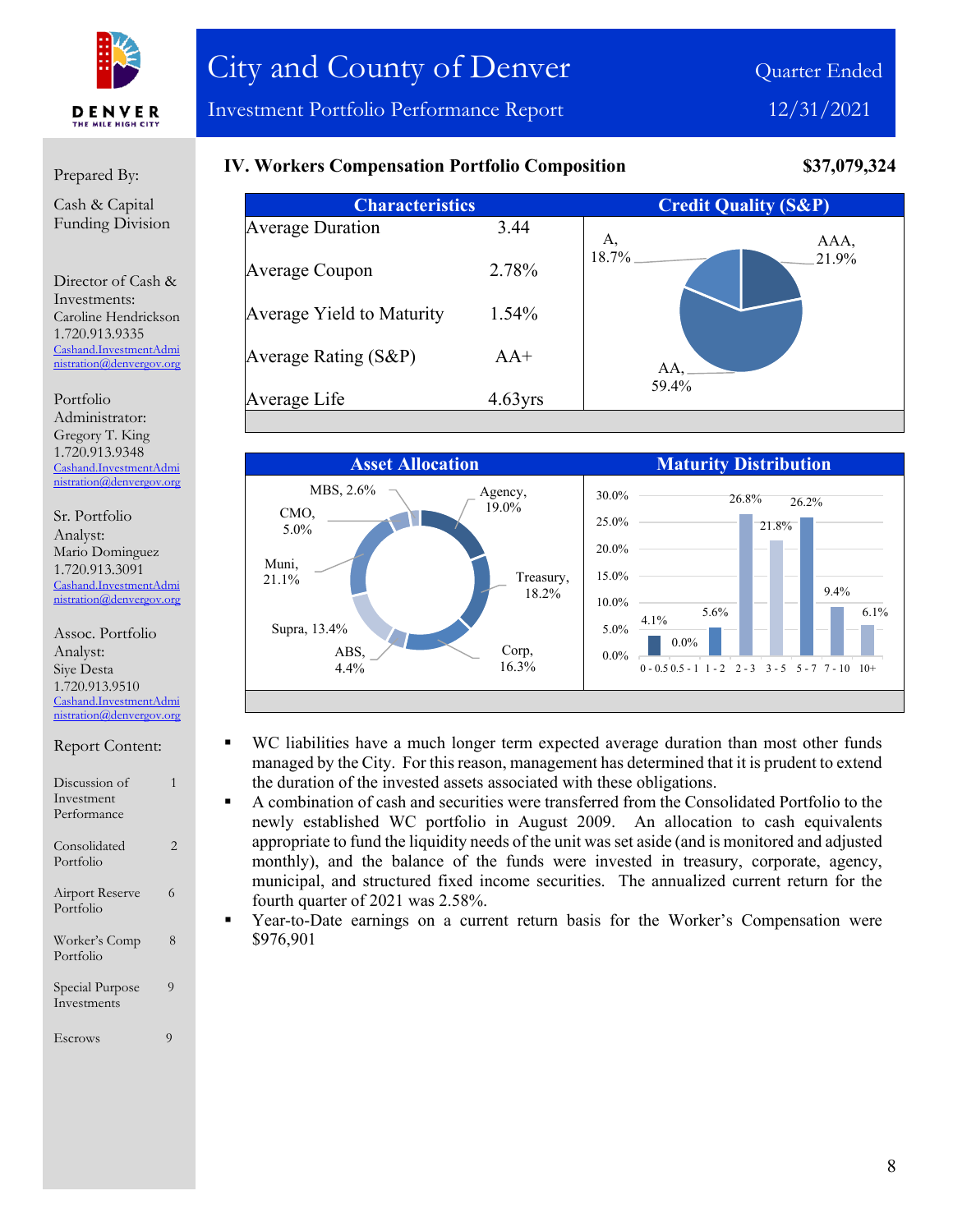# City and County of Denver

## Investment Portfolio Performance Report

Quarter Ended 12/31/2021

Prepared By:

Cash & Capital Funding Division

Director of Cash & Investments:
Caroline Hendrickson
1.720.913.9335
Cashand.InvestmentAdministration@denvergov.org

Portfolio Administrator:
Gregory T. King
1.720.913.9348
Cashand.InvestmentAdministration@denvergov.org

Sr. Portfolio Analyst:
Mario Dominguez
1.720.913.3091
Cashand.InvestmentAdministration@denvergov.org

Assoc. Portfolio Analyst:
Siye Desta
1.720.913.9510
Cashand.InvestmentAdministration@denvergov.org

Report Content:

| | |
|---|---|
| Discussion of Investment Performance | 1 |
| Consolidated Portfolio | 2 |
| Airport Reserve Portfolio | 6 |
| Worker's Comp Portfolio | 8 |
| Special Purpose Investments | 9 |
| Escrows | 9 |

### IV. Workers Compensation Portfolio Composition — $37,079,324

| Characteristics | |
|---|---|
| Average Duration | 3.44 |
| Average Coupon | 2.78% |
| Average Yield to Maturity | 1.54% |
| Average Rating (S&P) | AA+ |
| Average Life | 4.63yrs |

**Credit Quality (S&P)**

| Rating | % |
|---|---|
| AAA | 21.9% |
| AA | 59.4% |
| A | 18.7% |

**Asset Allocation**

| Asset | % |
|---|---|
| Agency | 19.0% |
| Treasury | 18.2% |
| Corp | 16.3% |
| ABS | 4.4% |
| Supra | 13.4% |
| Muni | 21.1% |
| CMO | 5.0% |
| MBS | 2.6% |

**Maturity Distribution**

| 0 - 0.5 | 0.5 - 1 | 1 - 2 | 2 - 3 | 3 - 5 | 5 - 7 | 7 - 10 | 10+ |
|---|---|---|---|---|---|---|---|
| 4.1% | 0.0% | 5.6% | 26.8% | 21.8% | 26.2% | 9.4% | 6.1% |

- WC liabilities have a much longer term expected average duration than most other funds managed by the City. For this reason, management has determined that it is prudent to extend the duration of the invested assets associated with these obligations.
- A combination of cash and securities were transferred from the Consolidated Portfolio to the newly established WC portfolio in August 2009. An allocation to cash equivalents appropriate to fund the liquidity needs of the unit was set aside (and is monitored and adjusted monthly), and the balance of the funds were invested in treasury, corporate, agency, municipal, and structured fixed income securities. The annualized current return for the fourth quarter of 2021 was 2.58%.
- Year-to-Date earnings on a current return basis for the Worker's Compensation were $976,901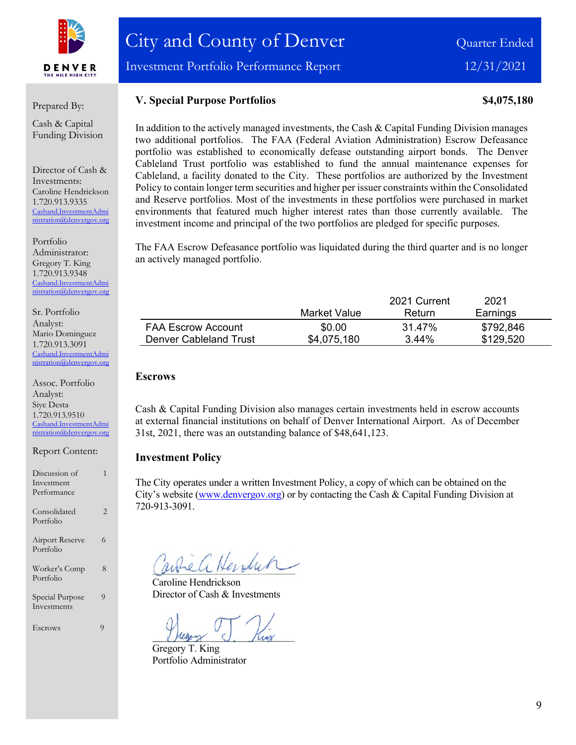# City and County of Denver

Investment Portfolio Performance Report

Quarter Ended 12/31/2021

Prepared By:

Cash & Capital Funding Division

Director of Cash & Investments:
Caroline Hendrickson
1.720.913.9335
Cashand.InvestmentAdministration@denvergov.org

Portfolio Administrator:
Gregory T. King
1.720.913.9348
Cashand.InvestmentAdministration@denvergov.org

Sr. Portfolio Analyst:
Mario Dominguez
1.720.913.3091
Cashand.InvestmentAdministration@denvergov.org

Assoc. Portfolio Analyst:
Siye Desta
1.720.913.9510
Cashand.InvestmentAdministration@denvergov.org

Report Content:

| | |
|---|---|
| Discussion of Investment Performance | 1 |
| Consolidated Portfolio | 2 |
| Airport Reserve Portfolio | 6 |
| Worker's Comp Portfolio | 8 |
| Special Purpose Investments | 9 |
| Escrows | 9 |

## V. Special Purpose Portfolios — $4,075,180

In addition to the actively managed investments, the Cash & Capital Funding Division manages two additional portfolios. The FAA (Federal Aviation Administration) Escrow Defeasance portfolio was established to economically defease outstanding airport bonds. The Denver Cableland Trust portfolio was established to fund the annual maintenance expenses for Cableland, a facility donated to the City. These portfolios are authorized by the Investment Policy to contain longer term securities and higher per issuer constraints within the Consolidated and Reserve portfolios. Most of the investments in these portfolios were purchased in market environments that featured much higher interest rates than those currently available. The investment income and principal of the two portfolios are pledged for specific purposes.

The FAA Escrow Defeasance portfolio was liquidated during the third quarter and is no longer an actively managed portfolio.

| | Market Value | 2021 Current Return | 2021 Earnings |
|---|---|---|---|
| FAA Escrow Account | $0.00 | 31.47% | $792,846 |
| Denver Cableland Trust | $4,075,180 | 3.44% | $129,520 |

### Escrows

Cash & Capital Funding Division also manages certain investments held in escrow accounts at external financial institutions on behalf of Denver International Airport. As of December 31st, 2021, there was an outstanding balance of $48,641,123.

### Investment Policy

The City operates under a written Investment Policy, a copy of which can be obtained on the City's website (www.denvergov.org) or by contacting the Cash & Capital Funding Division at 720-913-3091.

Caroline Hendrickson
Director of Cash & Investments

Gregory T. King
Portfolio Administrator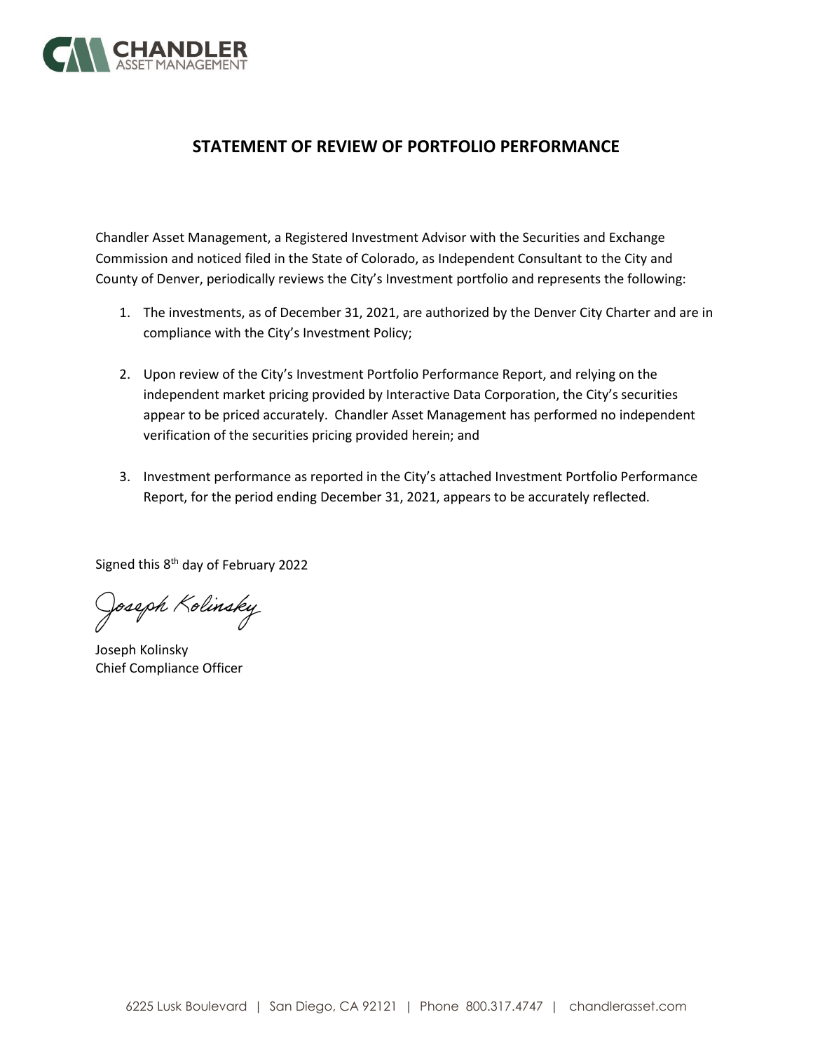CHANDLER
ASSET MANAGEMENT

# STATEMENT OF REVIEW OF PORTFOLIO PERFORMANCE

Chandler Asset Management, a Registered Investment Advisor with the Securities and Exchange Commission and noticed filed in the State of Colorado, as Independent Consultant to the City and County of Denver, periodically reviews the City's Investment portfolio and represents the following:

1. The investments, as of December 31, 2021, are authorized by the Denver City Charter and are in compliance with the City's Investment Policy;

2. Upon review of the City's Investment Portfolio Performance Report, and relying on the independent market pricing provided by Interactive Data Corporation, the City's securities appear to be priced accurately. Chandler Asset Management has performed no independent verification of the securities pricing provided herein; and

3. Investment performance as reported in the City's attached Investment Portfolio Performance Report, for the period ending December 31, 2021, appears to be accurately reflected.

Signed this 8th day of February 2022

Joseph Kolinsky

Joseph Kolinsky
Chief Compliance Officer

6225 Lusk Boulevard | San Diego, CA 92121 | Phone 800.317.4747 | chandlerasset.com